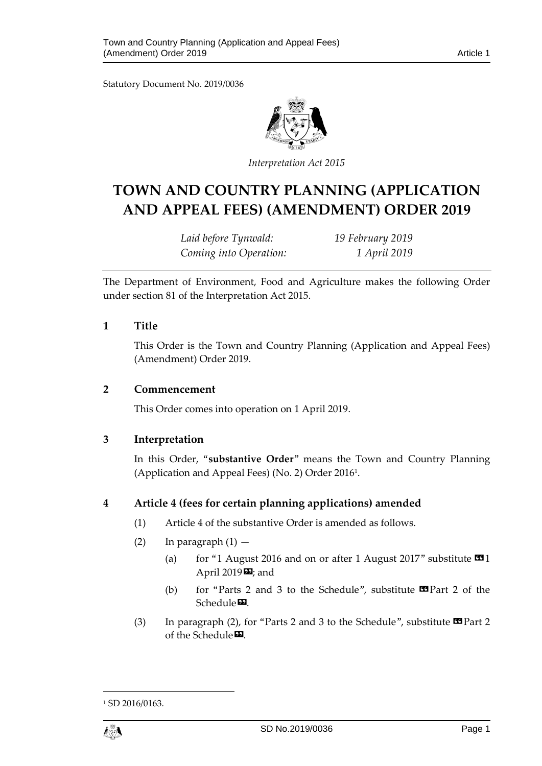Statutory Document No. 2019/0036

*Interpretation Act 2015*

# TOWN AND COUNTRY PLANNING (APPLICATION AND APPEAL FEES) (AMENDMENT) ORDER 2019

| | |
|---|---|
| *Laid before Tynwald:* | *19 February 2019* |
| *Coming into Operation:* | *1 April 2019* |

The Department of Environment, Food and Agriculture makes the following Order under section 81 of the Interpretation Act 2015.

## 1 Title

This Order is the Town and Country Planning (Application and Appeal Fees) (Amendment) Order 2019.

## 2 Commencement

This Order comes into operation on 1 April 2019.

## 3 Interpretation

In this Order, "**substantive Order**" means the Town and Country Planning (Application and Appeal Fees) (No. 2) Order 2016[1].

## 4 Article 4 (fees for certain planning applications) amended

(1) Article 4 of the substantive Order is amended as follows.

(2) In paragraph (1) —

(a) for "1 August 2016 and on or after 1 August 2017" substitute «1 April 2019»; and

(b) for "Parts 2 and 3 to the Schedule", substitute «Part 2 of the Schedule».

(3) In paragraph (2), for "Parts 2 and 3 to the Schedule", substitute «Part 2 of the Schedule».

[1] SD 2016/0163.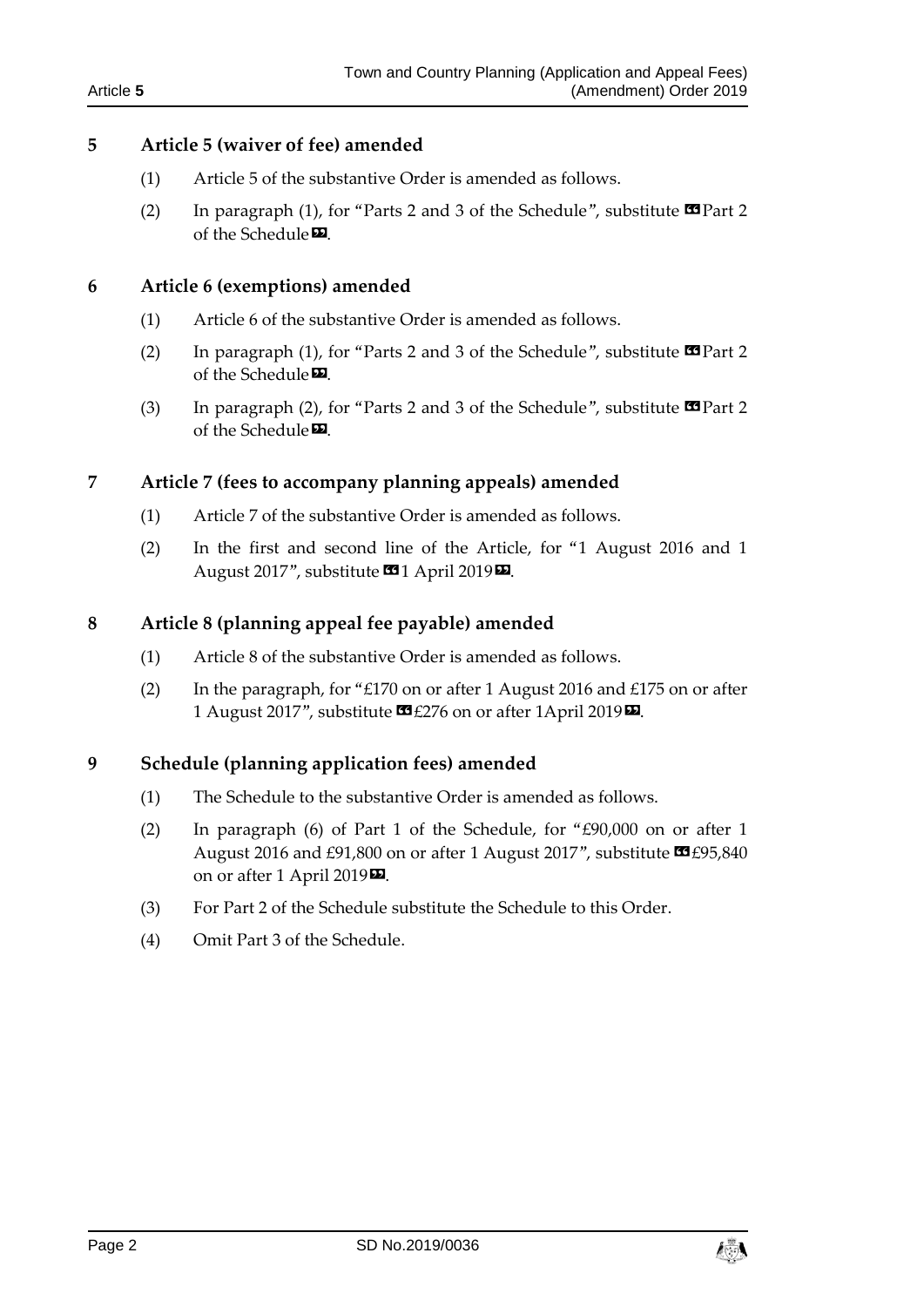## 5 Article 5 (waiver of fee) amended

(1) Article 5 of the substantive Order is amended as follows.

(2) In paragraph (1), for "Parts 2 and 3 of the Schedule", substitute «Part 2 of the Schedule».

## 6 Article 6 (exemptions) amended

(1) Article 6 of the substantive Order is amended as follows.

(2) In paragraph (1), for "Parts 2 and 3 of the Schedule", substitute «Part 2 of the Schedule».

(3) In paragraph (2), for "Parts 2 and 3 of the Schedule", substitute «Part 2 of the Schedule».

## 7 Article 7 (fees to accompany planning appeals) amended

(1) Article 7 of the substantive Order is amended as follows.

(2) In the first and second line of the Article, for "1 August 2016 and 1 August 2017", substitute «1 April 2019».

## 8 Article 8 (planning appeal fee payable) amended

(1) Article 8 of the substantive Order is amended as follows.

(2) In the paragraph, for "£170 on or after 1 August 2016 and £175 on or after 1 August 2017", substitute «£276 on or after 1April 2019».

## 9 Schedule (planning application fees) amended

(1) The Schedule to the substantive Order is amended as follows.

(2) In paragraph (6) of Part 1 of the Schedule, for "£90,000 on or after 1 August 2016 and £91,800 on or after 1 August 2017", substitute «£95,840 on or after 1 April 2019».

(3) For Part 2 of the Schedule substitute the Schedule to this Order.

(4) Omit Part 3 of the Schedule.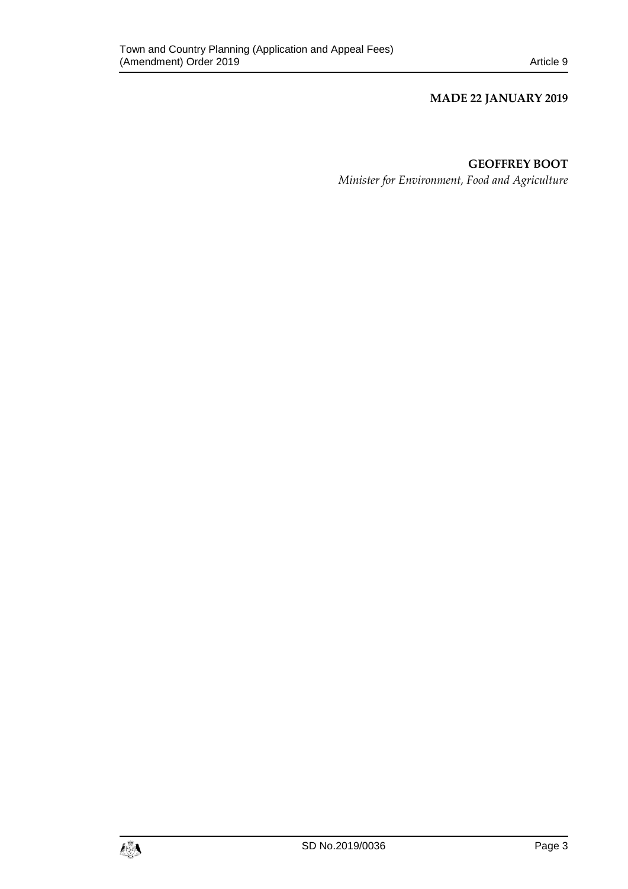**MADE 22 JANUARY 2019**

**GEOFFREY BOOT**

*Minister for Environment, Food and Agriculture*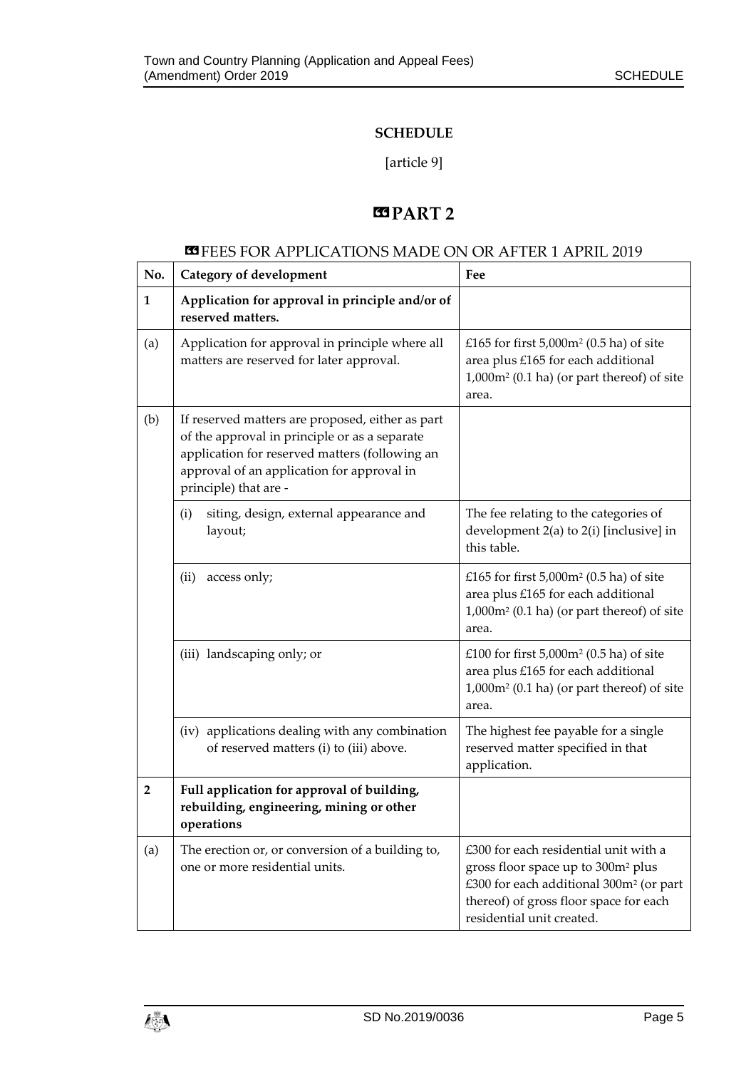**SCHEDULE**

[article 9]

## ❝PART 2

❝FEES FOR APPLICATIONS MADE ON OR AFTER 1 APRIL 2019

| No. | Category of development | Fee |
|---|---|---|
| **1** | **Application for approval in principle and/or of reserved matters.** | |
| (a) | Application for approval in principle where all matters are reserved for later approval. | £165 for first 5,000m$^2$ (0.5 ha) of site area plus £165 for each additional 1,000m$^2$ (0.1 ha) (or part thereof) of site area. |
| (b) | If reserved matters are proposed, either as part of the approval in principle or as a separate application for reserved matters (following an approval of an application for approval in principle) that are - | |
| | (i) siting, design, external appearance and layout; | The fee relating to the categories of development 2(a) to 2(i) [inclusive] in this table. |
| | (ii) access only; | £165 for first 5,000m$^2$ (0.5 ha) of site area plus £165 for each additional 1,000m$^2$ (0.1 ha) (or part thereof) of site area. |
| | (iii) landscaping only; or | £100 for first 5,000m$^2$ (0.5 ha) of site area plus £165 for each additional 1,000m$^2$ (0.1 ha) (or part thereof) of site area. |
| | (iv) applications dealing with any combination of reserved matters (i) to (iii) above. | The highest fee payable for a single reserved matter specified in that application. |
| **2** | **Full application for approval of building, rebuilding, engineering, mining or other operations** | |
| (a) | The erection or, or conversion of a building to, one or more residential units. | £300 for each residential unit with a gross floor space up to 300m$^2$ plus £300 for each additional 300m$^2$ (or part thereof) of gross floor space for each residential unit created. |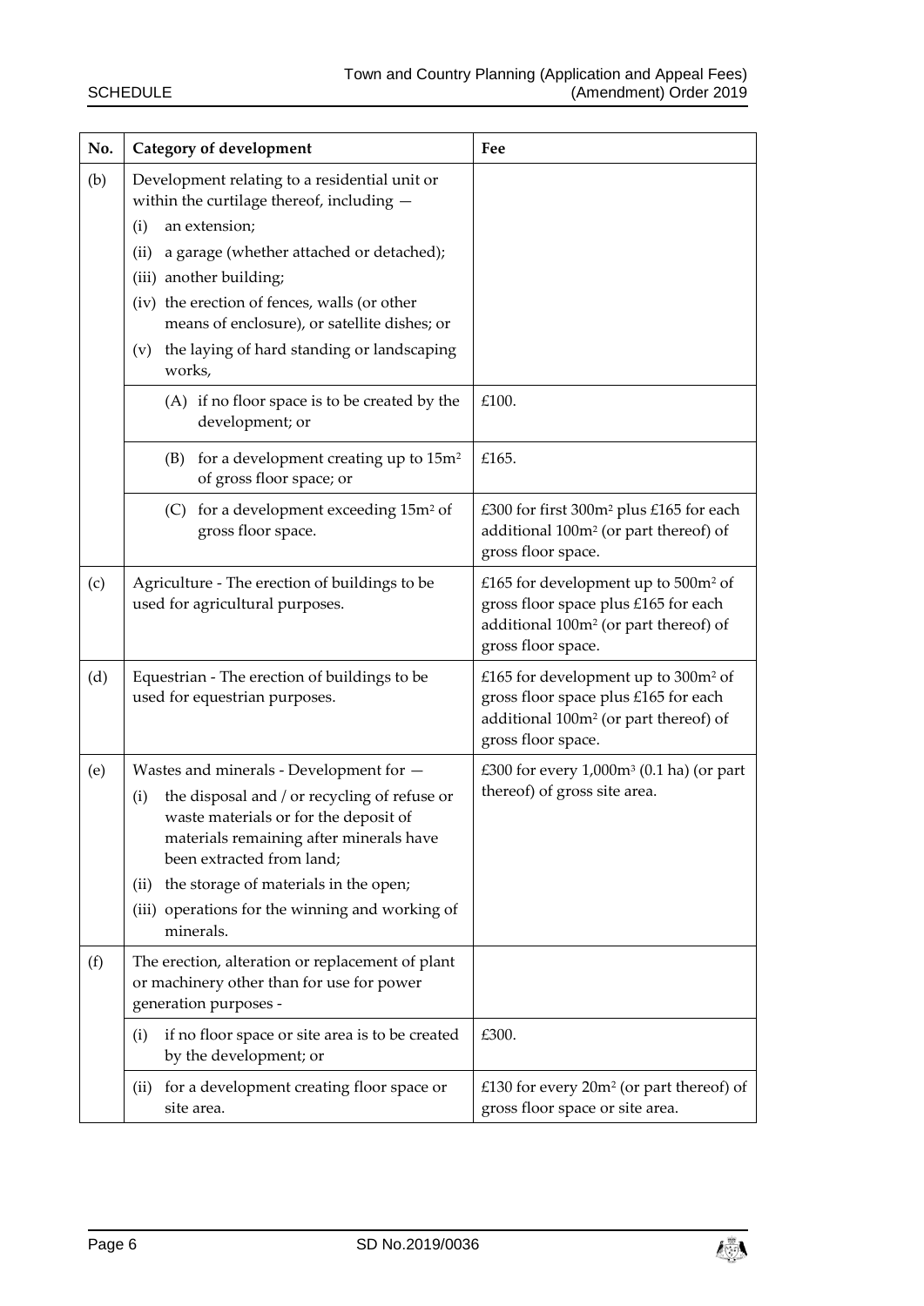| No. | Category of development | Fee |
|---|---|---|
| (b) | Development relating to a residential unit or within the curtilage thereof, including —<br>(i) an extension;<br>(ii) a garage (whether attached or detached);<br>(iii) another building;<br>(iv) the erection of fences, walls (or other means of enclosure), or satellite dishes; or<br>(v) the laying of hard standing or landscaping works, | |
| | (A) if no floor space is to be created by the development; or | £100. |
| | (B) for a development creating up to 15m² of gross floor space; or | £165. |
| | (C) for a development exceeding 15m² of gross floor space. | £300 for first 300m² plus £165 for each additional 100m² (or part thereof) of gross floor space. |
| (c) | Agriculture - The erection of buildings to be used for agricultural purposes. | £165 for development up to 500m² of gross floor space plus £165 for each additional 100m² (or part thereof) of gross floor space. |
| (d) | Equestrian - The erection of buildings to be used for equestrian purposes. | £165 for development up to 300m² of gross floor space plus £165 for each additional 100m² (or part thereof) of gross floor space. |
| (e) | Wastes and minerals - Development for —<br>(i) the disposal and / or recycling of refuse or waste materials or for the deposit of materials remaining after minerals have been extracted from land;<br>(ii) the storage of materials in the open;<br>(iii) operations for the winning and working of minerals. | £300 for every 1,000m³ (0.1 ha) (or part thereof) of gross site area. |
| (f) | The erection, alteration or replacement of plant or machinery other than for use for power generation purposes - | |
| | (i) if no floor space or site area is to be created by the development; or | £300. |
| | (ii) for a development creating floor space or site area. | £130 for every 20m² (or part thereof) of gross floor space or site area. |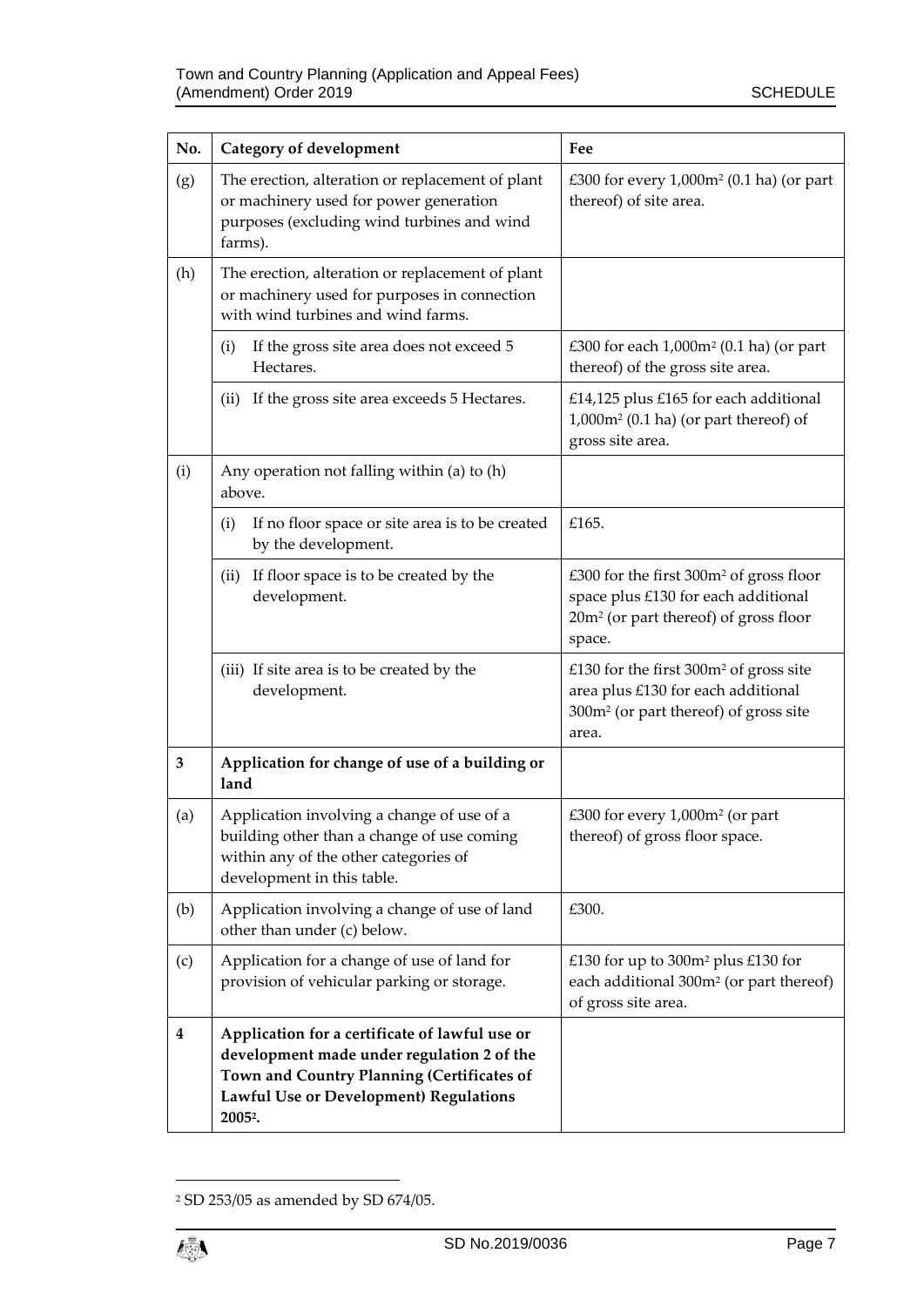| No. | Category of development | Fee |
|---|---|---|
| (g) | The erection, alteration or replacement of plant or machinery used for power generation purposes (excluding wind turbines and wind farms). | £300 for every 1,000m² (0.1 ha) (or part thereof) of site area. |
| (h) | The erection, alteration or replacement of plant or machinery used for purposes in connection with wind turbines and wind farms. | |
| | (i) If the gross site area does not exceed 5 Hectares. | £300 for each 1,000m² (0.1 ha) (or part thereof) of the gross site area. |
| | (ii) If the gross site area exceeds 5 Hectares. | £14,125 plus £165 for each additional 1,000m² (0.1 ha) (or part thereof) of gross site area. |
| (i) | Any operation not falling within (a) to (h) above. | |
| | (i) If no floor space or site area is to be created by the development. | £165. |
| | (ii) If floor space is to be created by the development. | £300 for the first 300m² of gross floor space plus £130 for each additional 20m² (or part thereof) of gross floor space. |
| | (iii) If site area is to be created by the development. | £130 for the first 300m² of gross site area plus £130 for each additional 300m² (or part thereof) of gross site area. |
| **3** | **Application for change of use of a building or land** | |
| (a) | Application involving a change of use of a building other than a change of use coming within any of the other categories of development in this table. | £300 for every 1,000m² (or part thereof) of gross floor space. |
| (b) | Application involving a change of use of land other than under (c) below. | £300. |
| (c) | Application for a change of use of land for provision of vehicular parking or storage. | £130 for up to 300m² plus £130 for each additional 300m² (or part thereof) of gross site area. |
| **4** | **Application for a certificate of lawful use or development made under regulation 2 of the Town and Country Planning (Certificates of Lawful Use or Development) Regulations 2005[2].** | |

[2] SD 253/05 as amended by SD 674/05.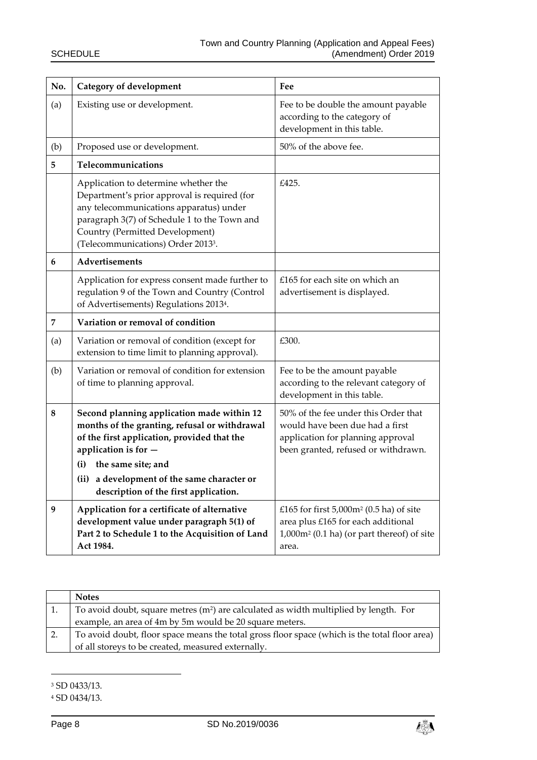| No. | Category of development | Fee |
|---|---|---|
| (a) | Existing use or development. | Fee to be double the amount payable according to the category of development in this table. |
| (b) | Proposed use or development. | 50% of the above fee. |
| **5** | **Telecommunications** | |
| | Application to determine whether the Department's prior approval is required (for any telecommunications apparatus) under paragraph 3(7) of Schedule 1 to the Town and Country (Permitted Development) (Telecommunications) Order 2013[3]. | £425. |
| **6** | **Advertisements** | |
| | Application for express consent made further to regulation 9 of the Town and Country (Control of Advertisements) Regulations 2013[4]. | £165 for each site on which an advertisement is displayed. |
| **7** | **Variation or removal of condition** | |
| (a) | Variation or removal of condition (except for extension to time limit to planning approval). | £300. |
| (b) | Variation or removal of condition for extension of time to planning approval. | Fee to be the amount payable according to the relevant category of development in this table. |
| **8** | **Second planning application made within 12 months of the granting, refusal or withdrawal of the first application, provided that the application is for —** **(i) the same site; and** **(ii) a development of the same character or description of the first application.** | 50% of the fee under this Order that would have been due had a first application for planning approval been granted, refused or withdrawn. |
| **9** | **Application for a certificate of alternative development value under paragraph 5(1) of Part 2 to Schedule 1 to the Acquisition of Land Act 1984.** | £165 for first 5,000m$^2$ (0.5 ha) of site area plus £165 for each additional 1,000m$^2$ (0.1 ha) (or part thereof) of site area. |

| | **Notes** |
|---|---|
| 1. | To avoid doubt, square metres (m$^2$) are calculated as width multiplied by length. For example, an area of 4m by 5m would be 20 square meters. |
| 2. | To avoid doubt, floor space means the total gross floor space (which is the total floor area) of all storeys to be created, measured externally. |

[3] SD 0433/13.

[4] SD 0434/13.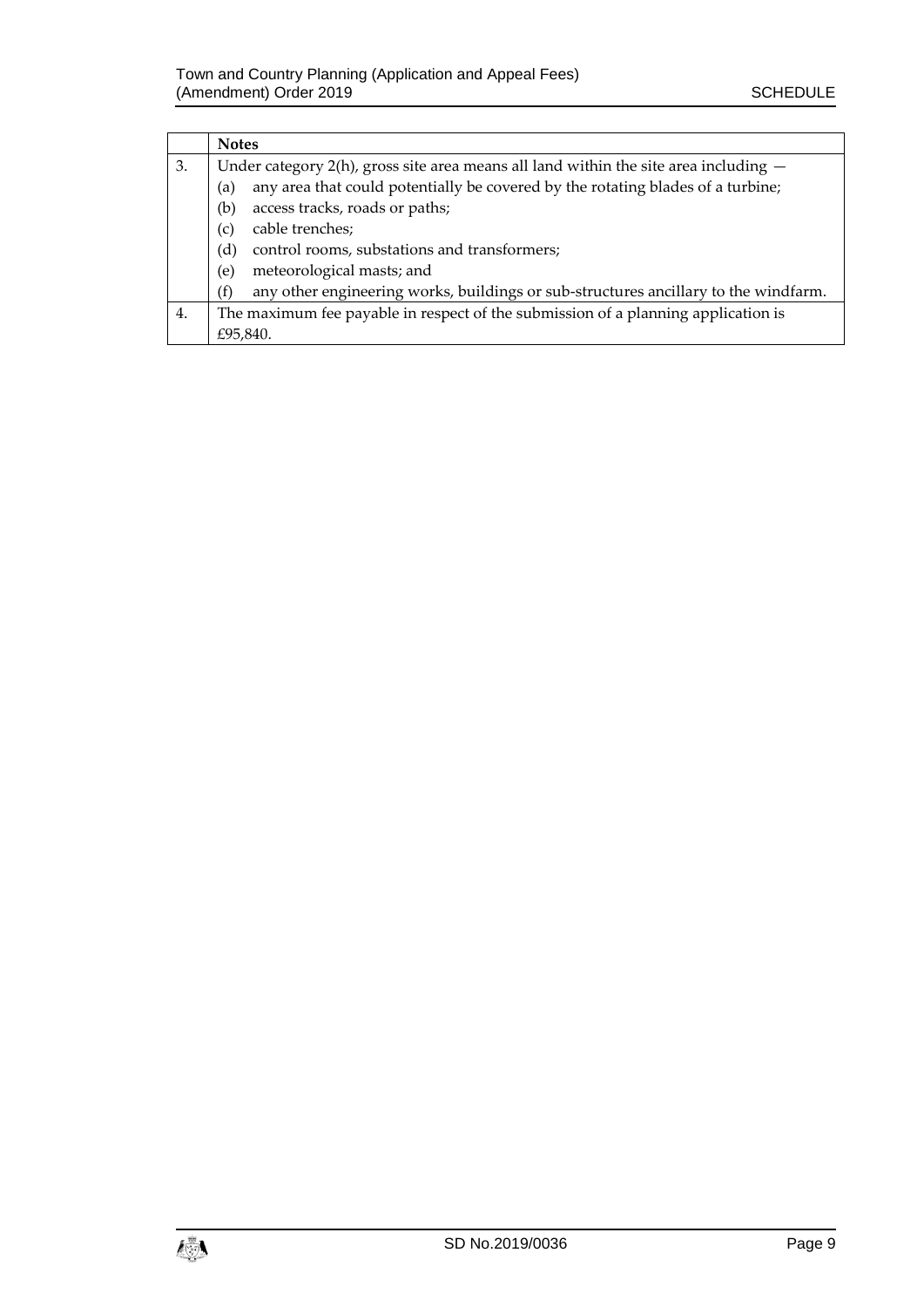|  | **Notes** |
|---|---|
| 3. | Under category 2(h), gross site area means all land within the site area including — <br>(a) any area that could potentially be covered by the rotating blades of a turbine; <br>(b) access tracks, roads or paths; <br>(c) cable trenches; <br>(d) control rooms, substations and transformers; <br>(e) meteorological masts; and <br>(f) any other engineering works, buildings or sub-structures ancillary to the windfarm. |
| 4. | The maximum fee payable in respect of the submission of a planning application is £95,840. |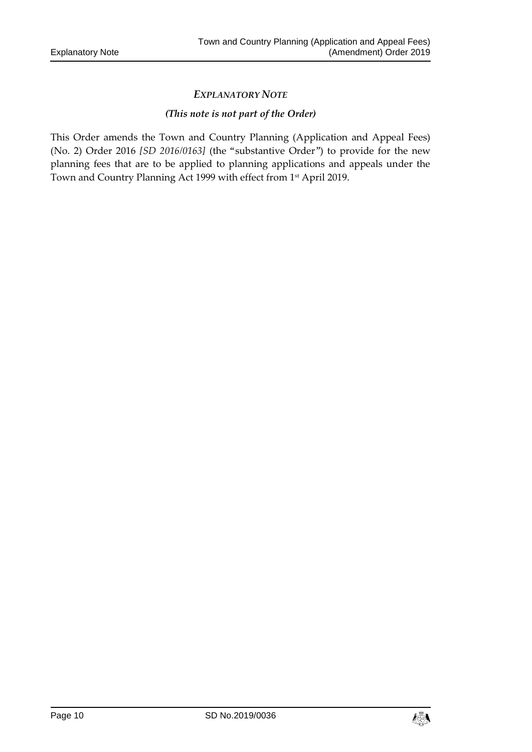## *EXPLANATORY NOTE*

***(This note is not part of the Order)***

This Order amends the Town and Country Planning (Application and Appeal Fees) (No. 2) Order 2016 *[SD 2016/0163]* (the "substantive Order") to provide for the new planning fees that are to be applied to planning applications and appeals under the Town and Country Planning Act 1999 with effect from 1st April 2019.